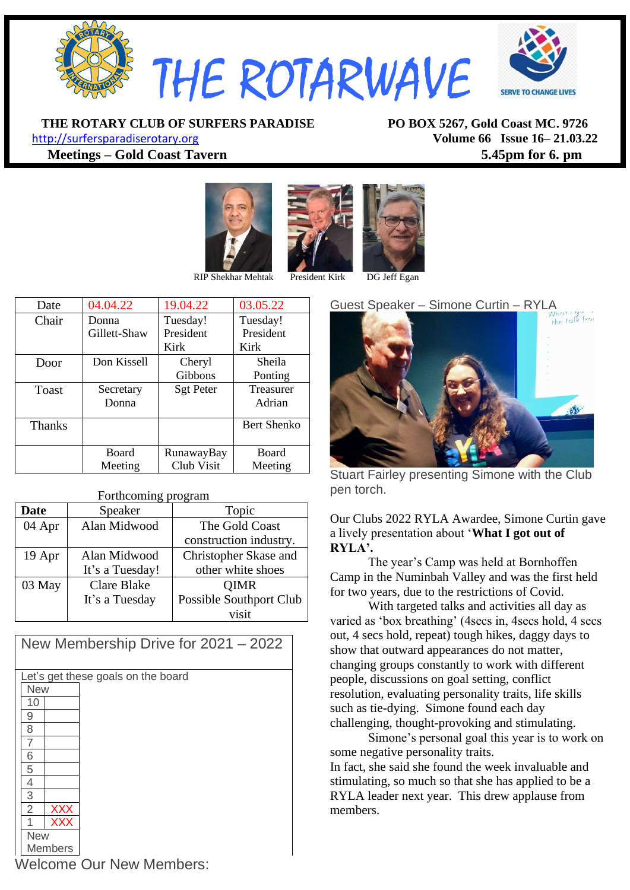# THE ROTARWAVE

SERVE TO CHANGE LIVES

**THE ROTARY CLUB OF SURFERS PARADISE**
http://surfersparadiserotary.org
**Meetings – Gold Coast Tavern**

**PO BOX 5267, Gold Coast MC. 9726**
**Volume 66 Issue 16– 21.03.22**
**5.45pm for 6. pm**

RIP Shekhar Mehtak President Kirk DG Jeff Egan

| Date | 04.04.22 | 19.04.22 | 03.05.22 |
|---|---|---|---|
| Chair | Donna Gillett-Shaw | Tuesday! President Kirk | Tuesday! President Kirk |
| Door | Don Kissell | Cheryl Gibbons | Sheila Ponting |
| Toast | Secretary Donna | Sgt Peter | Treasurer Adrian |
| Thanks | | | Bert Shenko |
| | Board Meeting | RunawayBay Club Visit | Board Meeting |

Forthcoming program

| Date | Speaker | Topic |
|---|---|---|
| 04 Apr | Alan Midwood | The Gold Coast construction industry. |
| 19 Apr | Alan Midwood It's a Tuesday! | Christopher Skase and other white shoes |
| 03 May | Clare Blake It's a Tuesday | QIMR Possible Southport Club visit |

## New Membership Drive for 2021 – 2022

Let's get these goals on the board

| New | |
|---|---|
| 10 | |
| 9 | |
| 8 | |
| 7 | |
| 6 | |
| 5 | |
| 4 | |
| 3 | |
| 2 | XXX |
| 1 | XXX |
| New Members | |

## Welcome Our New Members:

## Guest Speaker – Simone Curtin – RYLA

Stuart Fairley presenting Simone with the Club pen torch.

Our Clubs 2022 RYLA Awardee, Simone Curtin gave a lively presentation about '**What I got out of RYLA'.**

The year's Camp was held at Bornhoffen Camp in the Numinbah Valley and was the first held for two years, due to the restrictions of Covid.

With targeted talks and activities all day as varied as 'box breathing' (4secs in, 4secs hold, 4 secs out, 4 secs hold, repeat) tough hikes, daggy days to show that outward appearances do not matter, changing groups constantly to work with different people, discussions on goal setting, conflict resolution, evaluating personality traits, life skills such as tie-dying. Simone found each day challenging, thought-provoking and stimulating.

Simone's personal goal this year is to work on some negative personality traits.

In fact, she said she found the week invaluable and stimulating, so much so that she has applied to be a RYLA leader next year. This drew applause from members.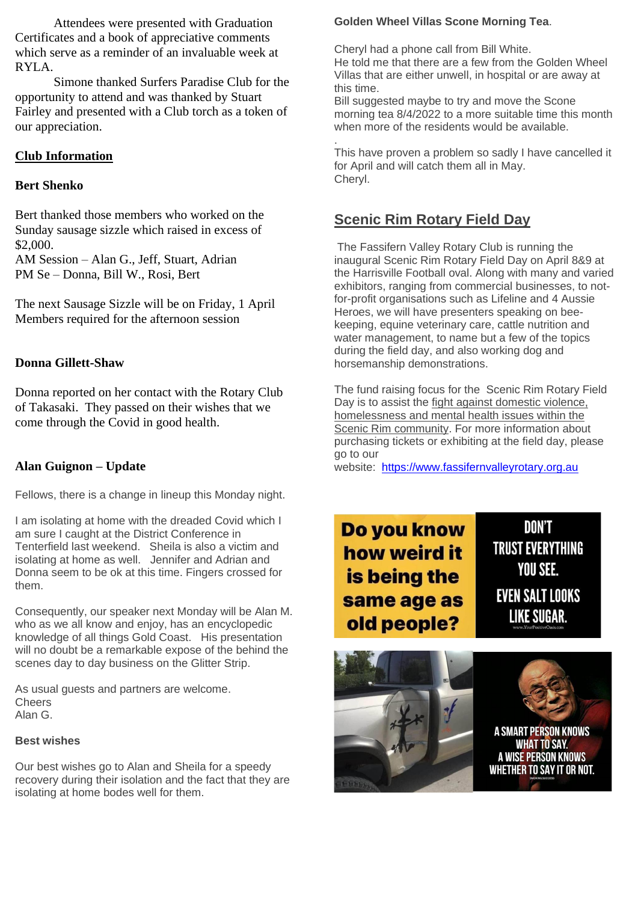Attendees were presented with Graduation Certificates and a book of appreciative comments which serve as a reminder of an invaluable week at RYLA.

Simone thanked Surfers Paradise Club for the opportunity to attend and was thanked by Stuart Fairley and presented with a Club torch as a token of our appreciation.

## Club Information

### Bert Shenko

Bert thanked those members who worked on the Sunday sausage sizzle which raised in excess of $2,000.
AM Session – Alan G., Jeff, Stuart, Adrian
PM Se – Donna, Bill W., Rosi, Bert

The next Sausage Sizzle will be on Friday, 1 April
Members required for the afternoon session

### Donna Gillett-Shaw

Donna reported on her contact with the Rotary Club of Takasaki. They passed on their wishes that we come through the Covid in good health.

### Alan Guignon – Update

Fellows, there is a change in lineup this Monday night.

I am isolating at home with the dreaded Covid which I am sure I caught at the District Conference in Tenterfield last weekend. Sheila is also a victim and isolating at home as well. Jennifer and Adrian and Donna seem to be ok at this time. Fingers crossed for them.

Consequently, our speaker next Monday will be Alan M. who as we all know and enjoy, has an encyclopedic knowledge of all things Gold Coast. His presentation will no doubt be a remarkable expose of the behind the scenes day to day business on the Glitter Strip.

As usual guests and partners are welcome.
Cheers
Alan G.

**Best wishes**

Our best wishes go to Alan and Sheila for a speedy recovery during their isolation and the fact that they are isolating at home bodes well for them.

**Golden Wheel Villas Scone Morning Tea**.

Cheryl had a phone call from Bill White.
He told me that there are a few from the Golden Wheel Villas that are either unwell, in hospital or are away at this time.
Bill suggested maybe to try and move the Scone morning tea 8/4/2022 to a more suitable time this month when more of the residents would be available.

This have proven a problem so sadly I have cancelled it for April and will catch them all in May.
Cheryl.

## Scenic Rim Rotary Field Day

The Fassifern Valley Rotary Club is running the inaugural Scenic Rim Rotary Field Day on April 8&9 at the Harrisville Football oval. Along with many and varied exhibitors, ranging from commercial businesses, to not-for-profit organisations such as Lifeline and 4 Aussie Heroes, we will have presenters speaking on bee-keeping, equine veterinary care, cattle nutrition and water management, to name but a few of the topics during the field day, and also working dog and horsemanship demonstrations.

The fund raising focus for the Scenic Rim Rotary Field Day is to assist the fight against domestic violence, homelessness and mental health issues within the Scenic Rim community. For more information about purchasing tickets or exhibiting at the field day, please go to our website: https://www.fassifernvalleyrotary.org.au

Do you know how weird it is being the same age as old people?

DON'T TRUST EVERYTHING YOU SEE. EVEN SALT LOOKS LIKE SUGAR.

A SMART PERSON KNOWS WHAT TO SAY. A WISE PERSON KNOWS WHETHER TO SAY IT OR NOT.